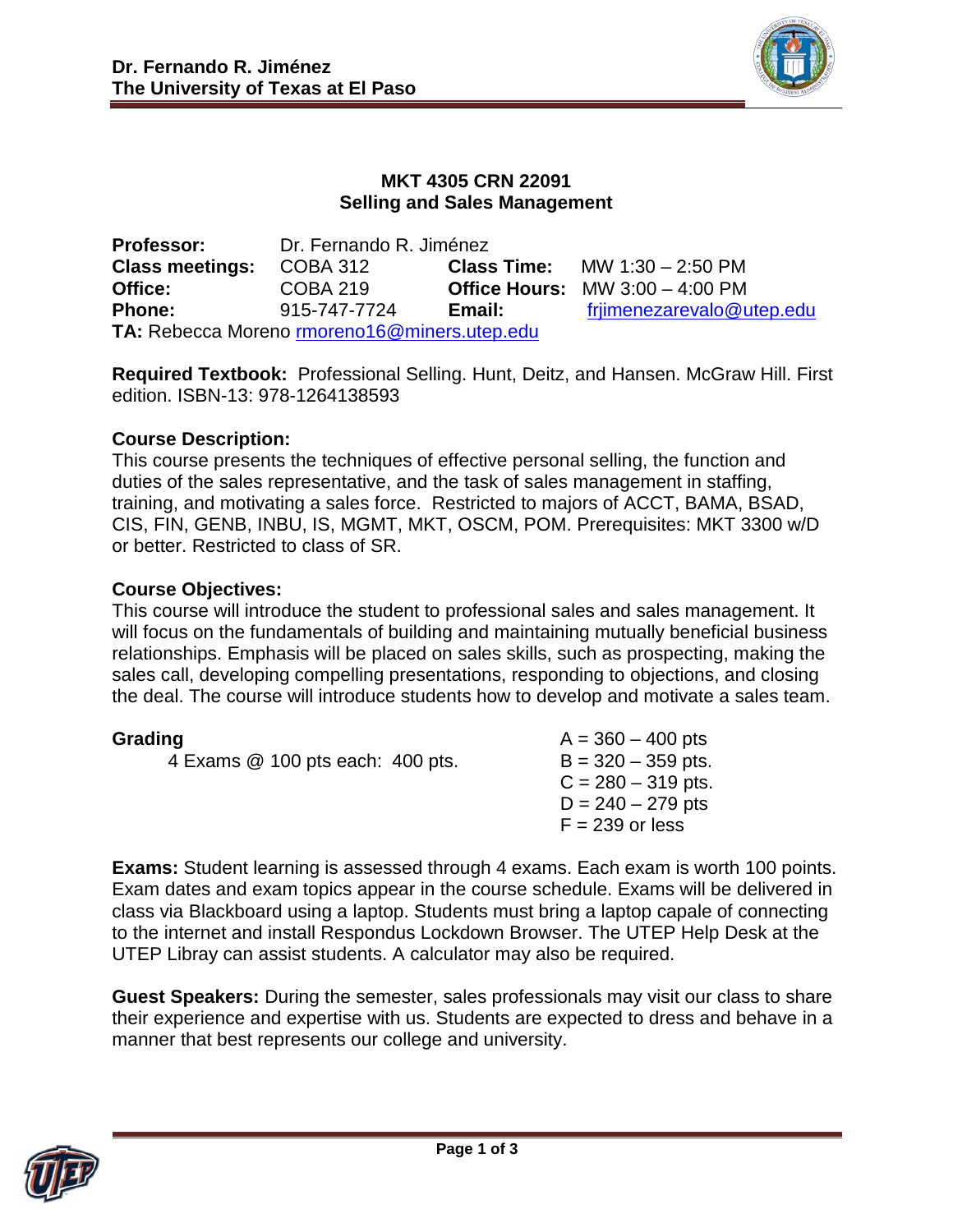**Dr. Fernando R. Jiménez**
**The University of Texas at El Paso**

# MKT 4305 CRN 22091
## Selling and Sales Management

| | | | |
|---|---|---|---|
| **Professor:** | Dr. Fernando R. Jiménez | | |
| **Class meetings:** | COBA 312 | **Class Time:** | MW 1:30 – 2:50 PM |
| **Office:** | COBA 219 | **Office Hours:** | MW 3:00 – 4:00 PM |
| **Phone:** | 915-747-7724 | **Email:** | frjimenezarevalo@utep.edu |

**TA:** Rebecca Moreno rmoreno16@miners.utep.edu

**Required Textbook:** Professional Selling. Hunt, Deitz, and Hansen. McGraw Hill. First edition. ISBN-13: 978-1264138593

**Course Description:**
This course presents the techniques of effective personal selling, the function and duties of the sales representative, and the task of sales management in staffing, training, and motivating a sales force. Restricted to majors of ACCT, BAMA, BSAD, CIS, FIN, GENB, INBU, IS, MGMT, MKT, OSCM, POM. Prerequisites: MKT 3300 w/D or better. Restricted to class of SR.

**Course Objectives:**
This course will introduce the student to professional sales and sales management. It will focus on the fundamentals of building and maintaining mutually beneficial business relationships. Emphasis will be placed on sales skills, such as prospecting, making the sales call, developing compelling presentations, responding to objections, and closing the deal. The course will introduce students how to develop and motivate a sales team.

**Grading**

4 Exams @ 100 pts each: 400 pts.

- A = 360 – 400 pts
- B = 320 – 359 pts.
- C = 280 – 319 pts.
- D = 240 – 279 pts
- F = 239 or less

**Exams:** Student learning is assessed through 4 exams. Each exam is worth 100 points. Exam dates and exam topics appear in the course schedule. Exams will be delivered in class via Blackboard using a laptop. Students must bring a laptop capale of connecting to the internet and install Respondus Lockdown Browser. The UTEP Help Desk at the UTEP Libray can assist students. A calculator may also be required.

**Guest Speakers:** During the semester, sales professionals may visit our class to share their experience and expertise with us. Students are expected to dress and behave in a manner that best represents our college and university.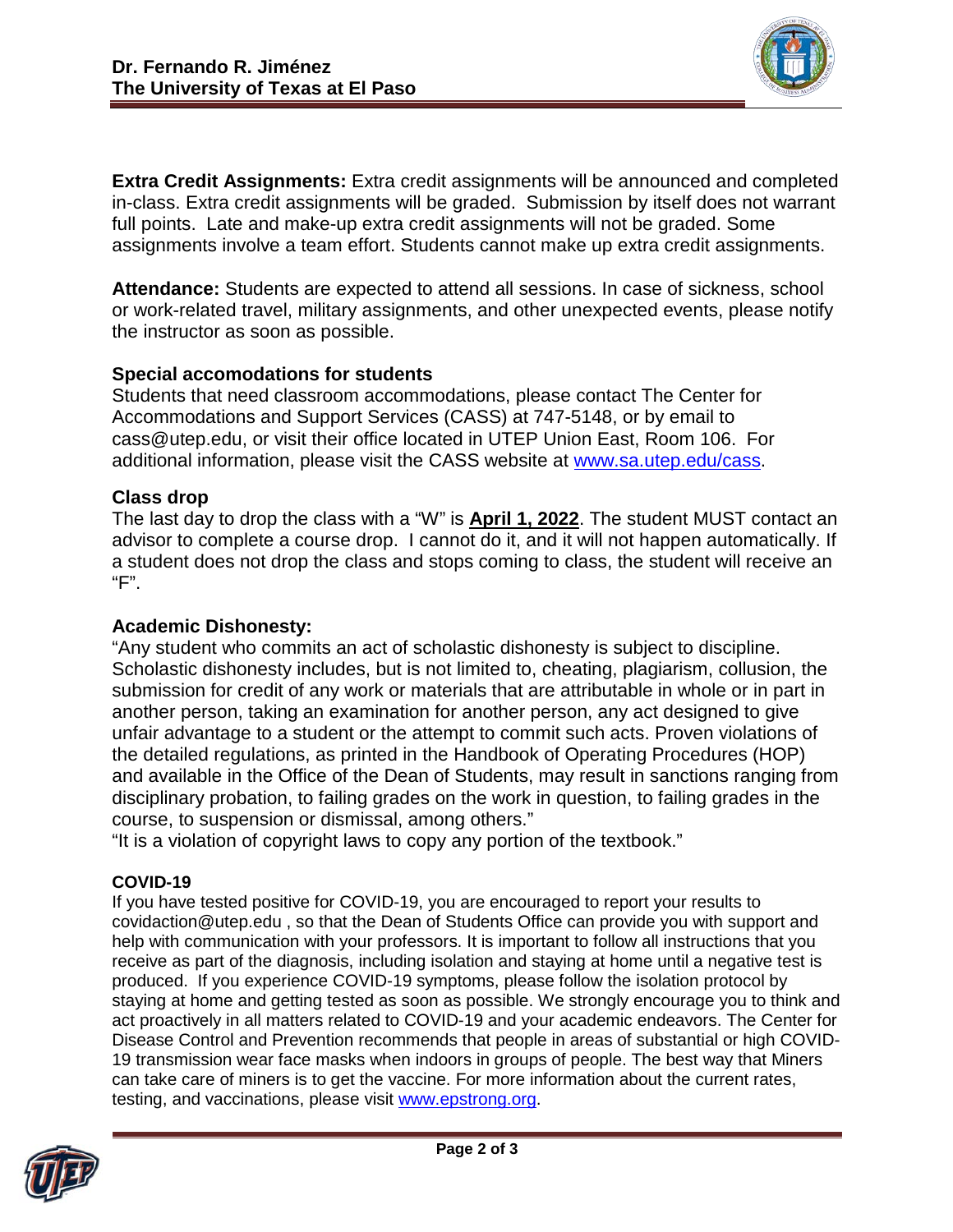**Extra Credit Assignments:** Extra credit assignments will be announced and completed in-class. Extra credit assignments will be graded. Submission by itself does not warrant full points. Late and make-up extra credit assignments will not be graded. Some assignments involve a team effort. Students cannot make up extra credit assignments.

**Attendance:** Students are expected to attend all sessions. In case of sickness, school or work-related travel, military assignments, and other unexpected events, please notify the instructor as soon as possible.

### Special accomodations for students

Students that need classroom accommodations, please contact The Center for Accommodations and Support Services (CASS) at 747-5148, or by email to cass@utep.edu, or visit their office located in UTEP Union East, Room 106. For additional information, please visit the CASS website at [www.sa.utep.edu/cass](http://www.sa.utep.edu/cass).

### Class drop

The last day to drop the class with a "W" is **April 1, 2022**. The student MUST contact an advisor to complete a course drop. I cannot do it, and it will not happen automatically. If a student does not drop the class and stops coming to class, the student will receive an "F".

### Academic Dishonesty:

"Any student who commits an act of scholastic dishonesty is subject to discipline. Scholastic dishonesty includes, but is not limited to, cheating, plagiarism, collusion, the submission for credit of any work or materials that are attributable in whole or in part in another person, taking an examination for another person, any act designed to give unfair advantage to a student or the attempt to commit such acts. Proven violations of the detailed regulations, as printed in the Handbook of Operating Procedures (HOP) and available in the Office of the Dean of Students, may result in sanctions ranging from disciplinary probation, to failing grades on the work in question, to failing grades in the course, to suspension or dismissal, among others."

"It is a violation of copyright laws to copy any portion of the textbook."

### COVID-19

If you have tested positive for COVID-19, you are encouraged to report your results to covidaction@utep.edu , so that the Dean of Students Office can provide you with support and help with communication with your professors. It is important to follow all instructions that you receive as part of the diagnosis, including isolation and staying at home until a negative test is produced. If you experience COVID-19 symptoms, please follow the isolation protocol by staying at home and getting tested as soon as possible. We strongly encourage you to think and act proactively in all matters related to COVID-19 and your academic endeavors. The Center for Disease Control and Prevention recommends that people in areas of substantial or high COVID-19 transmission wear face masks when indoors in groups of people. The best way that Miners can take care of miners is to get the vaccine. For more information about the current rates, testing, and vaccinations, please visit [www.epstrong.org](http://www.epstrong.org).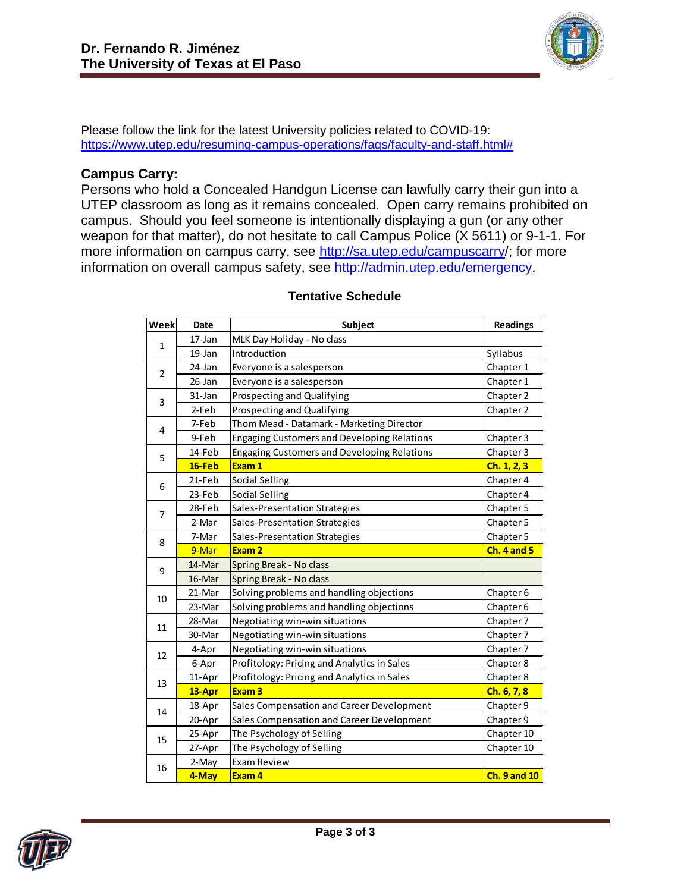Please follow the link for the latest University policies related to COVID-19:
https://www.utep.edu/resuming-campus-operations/faqs/faculty-and-staff.html#

## Campus Carry:

Persons who hold a Concealed Handgun License can lawfully carry their gun into a UTEP classroom as long as it remains concealed. Open carry remains prohibited on campus. Should you feel someone is intentionally displaying a gun (or any other weapon for that matter), do not hesitate to call Campus Police (X 5611) or 9-1-1. For more information on campus carry, see http://sa.utep.edu/campuscarry/; for more information on overall campus safety, see http://admin.utep.edu/emergency.

### Tentative Schedule

| Week | Date | Subject | Readings |
|---|---|---|---|
| 1 | 17-Jan | MLK Day Holiday - No class | |
| | 19-Jan | Introduction | Syllabus |
| 2 | 24-Jan | Everyone is a salesperson | Chapter 1 |
| | 26-Jan | Everyone is a salesperson | Chapter 1 |
| 3 | 31-Jan | Prospecting and Qualifying | Chapter 2 |
| | 2-Feb | Prospecting and Qualifying | Chapter 2 |
| 4 | 7-Feb | Thom Mead - Datamark - Marketing Director | |
| | 9-Feb | Engaging Customers and Developing Relations | Chapter 3 |
| 5 | 14-Feb | Engaging Customers and Developing Relations | Chapter 3 |
| | **16-Feb** | **Exam 1** | **Ch. 1, 2, 3** |
| 6 | 21-Feb | Social Selling | Chapter 4 |
| | 23-Feb | Social Selling | Chapter 4 |
| 7 | 28-Feb | Sales-Presentation Strategies | Chapter 5 |
| | 2-Mar | Sales-Presentation Strategies | Chapter 5 |
| 8 | 7-Mar | Sales-Presentation Strategies | Chapter 5 |
| | 9-Mar | **Exam 2** | **Ch. 4 and 5** |
| 9 | 14-Mar | Spring Break - No class | |
| | 16-Mar | Spring Break - No class | |
| 10 | 21-Mar | Solving problems and handling objections | Chapter 6 |
| | 23-Mar | Solving problems and handling objections | Chapter 6 |
| 11 | 28-Mar | Negotiating win-win situations | Chapter 7 |
| | 30-Mar | Negotiating win-win situations | Chapter 7 |
| 12 | 4-Apr | Negotiating win-win situations | Chapter 7 |
| | 6-Apr | Profitology: Pricing and Analytics in Sales | Chapter 8 |
| 13 | 11-Apr | Profitology: Pricing and Analytics in Sales | Chapter 8 |
| | **13-Apr** | **Exam 3** | **Ch. 6, 7, 8** |
| 14 | 18-Apr | Sales Compensation and Career Development | Chapter 9 |
| | 20-Apr | Sales Compensation and Career Development | Chapter 9 |
| 15 | 25-Apr | The Psychology of Selling | Chapter 10 |
| | 27-Apr | The Psychology of Selling | Chapter 10 |
| 16 | 2-May | Exam Review | |
| | **4-May** | **Exam 4** | **Ch. 9 and 10** |